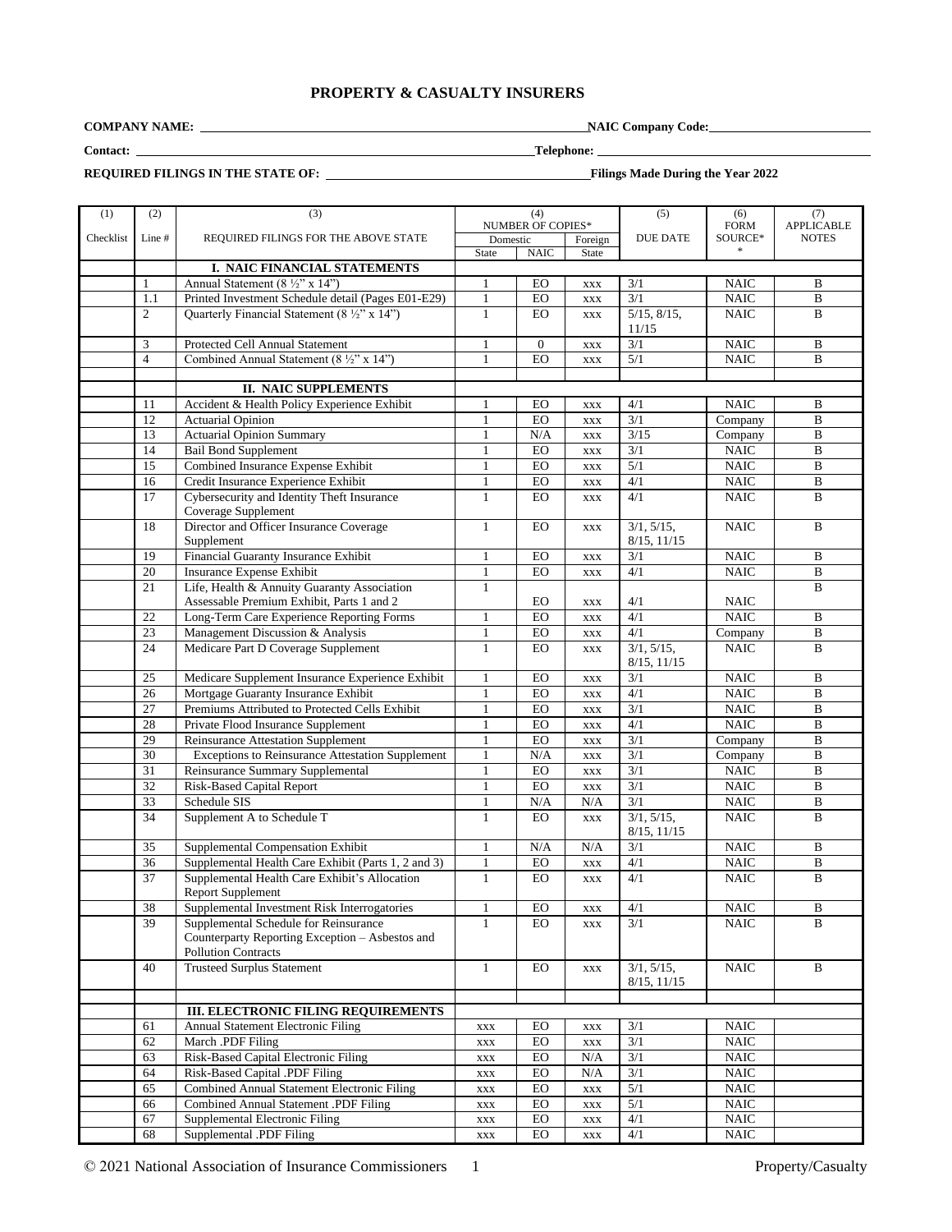# PROPERTY & CASUALTY INSURERS

**COMPANY NAME:** \_\_\_\_\_\_\_\_\_\_\_\_\_\_\_\_\_\_\_\_\_\_\_\_\_\_\_\_\_\_\_\_ **NAIC Company Code:** \_\_\_\_\_\_\_\_\_\_\_\_\_\_\_\_

**Contact:** \_\_\_\_\_\_\_\_\_\_\_\_\_\_\_\_\_\_\_\_\_\_\_\_\_\_\_\_\_\_\_\_ **Telephone:** \_\_\_\_\_\_\_\_\_\_\_\_\_\_\_\_

**REQUIRED FILINGS IN THE STATE OF:** \_\_\_\_\_\_\_\_\_\_\_\_\_\_\_\_\_\_\_\_ **Filings Made During the Year 2022**

| (1) | (2) | (3) | (4) | | | (5) | (6) | (7) |
|---|---|---|---|---|---|---|---|---|
| | | | NUMBER OF COPIES* | | | | FORM | APPLICABLE |
| Checklist | Line # | REQUIRED FILINGS FOR THE ABOVE STATE | Domestic | | Foreign | DUE DATE | SOURCE* | NOTES |
| | | | State | NAIC | State | | * | |
| | | **I. NAIC FINANCIAL STATEMENTS** | | | | | | |
| | 1 | Annual Statement (8 ½" x 14") | 1 | EO | xxx | 3/1 | NAIC | B |
| | 1.1 | Printed Investment Schedule detail (Pages E01-E29) | 1 | EO | xxx | 3/1 | NAIC | B |
| | 2 | Quarterly Financial Statement (8 ½" x 14") | 1 | EO | xxx | 5/15, 8/15, 11/15 | NAIC | B |
| | 3 | Protected Cell Annual Statement | 1 | 0 | xxx | 3/1 | NAIC | B |
| | 4 | Combined Annual Statement (8 ½" x 14") | 1 | EO | xxx | 5/1 | NAIC | B |
| | | | | | | | | |
| | | **II. NAIC SUPPLEMENTS** | | | | | | |
| | 11 | Accident & Health Policy Experience Exhibit | 1 | EO | xxx | 4/1 | NAIC | B |
| | 12 | Actuarial Opinion | 1 | EO | xxx | 3/1 | Company | B |
| | 13 | Actuarial Opinion Summary | 1 | N/A | xxx | 3/15 | Company | B |
| | 14 | Bail Bond Supplement | 1 | EO | xxx | 3/1 | NAIC | B |
| | 15 | Combined Insurance Expense Exhibit | 1 | EO | xxx | 5/1 | NAIC | B |
| | 16 | Credit Insurance Experience Exhibit | 1 | EO | xxx | 4/1 | NAIC | B |
| | 17 | Cybersecurity and Identity Theft Insurance Coverage Supplement | 1 | EO | xxx | 4/1 | NAIC | B |
| | 18 | Director and Officer Insurance Coverage Supplement | 1 | EO | xxx | 3/1, 5/15, 8/15, 11/15 | NAIC | B |
| | 19 | Financial Guaranty Insurance Exhibit | 1 | EO | xxx | 3/1 | NAIC | B |
| | 20 | Insurance Expense Exhibit | 1 | EO | xxx | 4/1 | NAIC | B |
| | 21 | Life, Health & Annuity Guaranty Association Assessable Premium Exhibit, Parts 1 and 2 | 1 | EO | xxx | 4/1 | NAIC | B |
| | 22 | Long-Term Care Experience Reporting Forms | 1 | EO | xxx | 4/1 | NAIC | B |
| | 23 | Management Discussion & Analysis | 1 | EO | xxx | 4/1 | Company | B |
| | 24 | Medicare Part D Coverage Supplement | 1 | EO | xxx | 3/1, 5/15, 8/15, 11/15 | NAIC | B |
| | 25 | Medicare Supplement Insurance Experience Exhibit | 1 | EO | xxx | 3/1 | NAIC | B |
| | 26 | Mortgage Guaranty Insurance Exhibit | 1 | EO | xxx | 4/1 | NAIC | B |
| | 27 | Premiums Attributed to Protected Cells Exhibit | 1 | EO | xxx | 3/1 | NAIC | B |
| | 28 | Private Flood Insurance Supplement | 1 | EO | xxx | 4/1 | NAIC | B |
| | 29 | Reinsurance Attestation Supplement | 1 | EO | xxx | 3/1 | Company | B |
| | 30 | Exceptions to Reinsurance Attestation Supplement | 1 | N/A | xxx | 3/1 | Company | B |
| | 31 | Reinsurance Summary Supplemental | 1 | EO | xxx | 3/1 | NAIC | B |
| | 32 | Risk-Based Capital Report | 1 | EO | xxx | 3/1 | NAIC | B |
| | 33 | Schedule SIS | 1 | N/A | N/A | 3/1 | NAIC | B |
| | 34 | Supplement A to Schedule T | 1 | EO | xxx | 3/1, 5/15, 8/15, 11/15 | NAIC | B |
| | 35 | Supplemental Compensation Exhibit | 1 | N/A | N/A | 3/1 | NAIC | B |
| | 36 | Supplemental Health Care Exhibit (Parts 1, 2 and 3) | 1 | EO | xxx | 4/1 | NAIC | B |
| | 37 | Supplemental Health Care Exhibit's Allocation Report Supplement | 1 | EO | xxx | 4/1 | NAIC | B |
| | 38 | Supplemental Investment Risk Interrogatories | 1 | EO | xxx | 4/1 | NAIC | B |
| | 39 | Supplemental Schedule for Reinsurance Counterparty Reporting Exception – Asbestos and Pollution Contracts | 1 | EO | xxx | 3/1 | NAIC | B |
| | 40 | Trusteed Surplus Statement | 1 | EO | xxx | 3/1, 5/15, 8/15, 11/15 | NAIC | B |
| | | | | | | | | |
| | | **III. ELECTRONIC FILING REQUIREMENTS** | | | | | | |
| | 61 | Annual Statement Electronic Filing | xxx | EO | xxx | 3/1 | NAIC | |
| | 62 | March .PDF Filing | xxx | EO | xxx | 3/1 | NAIC | |
| | 63 | Risk-Based Capital Electronic Filing | xxx | EO | N/A | 3/1 | NAIC | |
| | 64 | Risk-Based Capital .PDF Filing | xxx | EO | N/A | 3/1 | NAIC | |
| | 65 | Combined Annual Statement Electronic Filing | xxx | EO | xxx | 5/1 | NAIC | |
| | 66 | Combined Annual Statement .PDF Filing | xxx | EO | xxx | 5/1 | NAIC | |
| | 67 | Supplemental Electronic Filing | xxx | EO | xxx | 4/1 | NAIC | |
| | 68 | Supplemental .PDF Filing | xxx | EO | xxx | 4/1 | NAIC | |

© 2021 National Association of Insurance Commissioners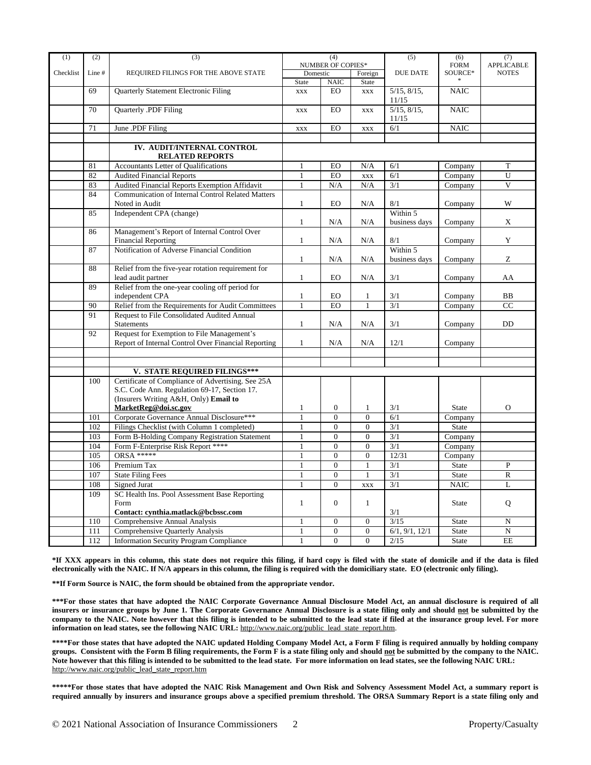| (1) | (2) | (3) | (4) | | | (5) | (6) | (7) |
|---|---|---|---|---|---|---|---|---|
| | | | NUMBER OF COPIES* | | | | FORM | APPLICABLE |
| Checklist | Line # | REQUIRED FILINGS FOR THE ABOVE STATE | Domestic | | Foreign | DUE DATE | SOURCE** | NOTES |
| | | | State | NAIC | State | | | |
| | 69 | Quarterly Statement Electronic Filing | XXX | EO | XXX | 5/15, 8/15, 11/15 | NAIC | |
| | 70 | Quarterly .PDF Filing | XXX | EO | XXX | 5/15, 8/15, 11/15 | NAIC | |
| | 71 | June .PDF Filing | XXX | EO | XXX | 6/1 | NAIC | |
| | | | | | | | | |
| | | **IV. AUDIT/INTERNAL CONTROL RELATED REPORTS** | | | | | | |
| | 81 | Accountants Letter of Qualifications | 1 | EO | N/A | 6/1 | Company | T |
| | 82 | Audited Financial Reports | 1 | EO | XXX | 6/1 | Company | U |
| | 83 | Audited Financial Reports Exemption Affidavit | 1 | N/A | N/A | 3/1 | Company | V |
| | 84 | Communication of Internal Control Related Matters Noted in Audit | 1 | EO | N/A | 8/1 | Company | W |
| | 85 | Independent CPA (change) | 1 | N/A | N/A | Within 5 business days | Company | X |
| | 86 | Management's Report of Internal Control Over Financial Reporting | 1 | N/A | N/A | 8/1 | Company | Y |
| | 87 | Notification of Adverse Financial Condition | 1 | N/A | N/A | Within 5 business days | Company | Z |
| | 88 | Relief from the five-year rotation requirement for lead audit partner | 1 | EO | N/A | 3/1 | Company | AA |
| | 89 | Relief from the one-year cooling off period for independent CPA | 1 | EO | 1 | 3/1 | Company | BB |
| | 90 | Relief from the Requirements for Audit Committees | 1 | EO | 1 | 3/1 | Company | CC |
| | 91 | Request to File Consolidated Audited Annual Statements | 1 | N/A | N/A | 3/1 | Company | DD |
| | 92 | Request for Exemption to File Management's Report of Internal Control Over Financial Reporting | 1 | N/A | N/A | 12/1 | Company | |
| | | | | | | | | |
| | | | | | | | | |
| | | **V. STATE REQUIRED FILINGS*** ** | | | | | | |
| | 100 | Certificate of Compliance of Advertising. See 25A S.C. Code Ann. Regulation 69-17, Section 17. (Insurers Writing A&H, Only) **Email to MarketReg@doi.sc.gov** | 1 | 0 | 1 | 3/1 | State | O |
| | 101 | Corporate Governance Annual Disclosure*** | 1 | 0 | 0 | 6/1 | Company | |
| | 102 | Filings Checklist (with Column 1 completed) | 1 | 0 | 0 | 3/1 | State | |
| | 103 | Form B-Holding Company Registration Statement | 1 | 0 | 0 | 3/1 | Company | |
| | 104 | Form F-Enterprise Risk Report **** | 1 | 0 | 0 | 3/1 | Company | |
| | 105 | ORSA ***** | 1 | 0 | 0 | 12/31 | Company | |
| | 106 | Premium Tax | 1 | 0 | 1 | 3/1 | State | P |
| | 107 | State Filing Fees | 1 | 0 | 1 | 3/1 | State | R |
| | 108 | Signed Jurat | 1 | 0 | XXX | 3/1 | NAIC | L |
| | 109 | SC Health Ins. Pool Assessment Base Reporting Form **Contact: cynthia.matlack@bcbssc.com** | 1 | 0 | 1 | 3/1 | State | Q |
| | 110 | Comprehensive Annual Analysis | 1 | 0 | 0 | 3/15 | State | N |
| | 111 | Comprehensive Quarterly Analysis | 1 | 0 | 0 | 6/1, 9/1, 12/1 | State | N |
| | 112 | Information Security Program Compliance | 1 | 0 | 0 | 2/15 | State | EE |

**\*If XXX appears in this column, this state does not require this filing, if hard copy is filed with the state of domicile and if the data is filed electronically with the NAIC. If N/A appears in this column, the filing is required with the domiciliary state. EO (electronic only filing).**

**\*\*If Form Source is NAIC, the form should be obtained from the appropriate vendor.**

**\*\*\*For those states that have adopted the NAIC Corporate Governance Annual Disclosure Model Act, an annual disclosure is required of all insurers or insurance groups by June 1. The Corporate Governance Annual Disclosure is a state filing only and should not be submitted by the company to the NAIC. Note however that this filing is intended to be submitted to the lead state if filed at the insurance group level. For more information on lead states, see the following NAIC URL:** http://www.naic.org/public_lead_state_report.htm.

**\*\*\*\*For those states that have adopted the NAIC updated Holding Company Model Act, a Form F filing is required annually by holding company groups. Consistent with the Form B filing requirements, the Form F is a state filing only and should not be submitted by the company to the NAIC. Note however that this filing is intended to be submitted to the lead state. For more information on lead states, see the following NAIC URL:** http://www.naic.org/public_lead_state_report.htm

**\*\*\*\*\*For those states that have adopted the NAIC Risk Management and Own Risk and Solvency Assessment Model Act, a summary report is required annually by insurers and insurance groups above a specified premium threshold. The ORSA Summary Report is a state filing only and**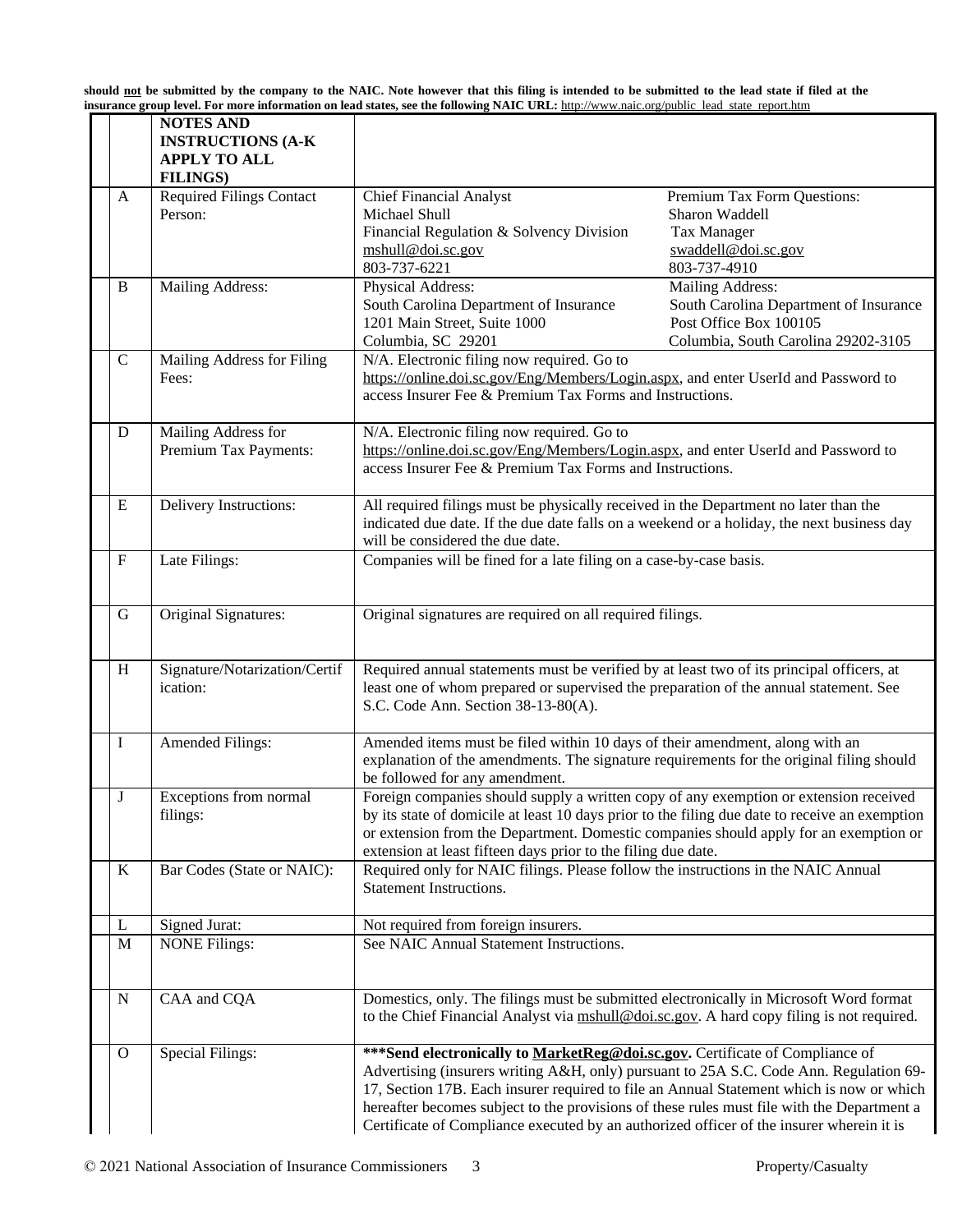**should not be submitted by the company to the NAIC. Note however that this filing is intended to be submitted to the lead state if filed at the insurance group level. For more information on lead states, see the following NAIC URL:** http://www.naic.org/public_lead_state_report.htm

| | | NOTES AND INSTRUCTIONS (A-K APPLY TO ALL FILINGS) | | |
|---|---|---|---|---|
| | A | Required Filings Contact Person: | Chief Financial Analyst<br>Michael Shull<br>Financial Regulation & Solvency Division<br>mshull@doi.sc.gov<br>803-737-6221 | Premium Tax Form Questions:<br>Sharon Waddell<br>Tax Manager<br>swaddell@doi.sc.gov<br>803-737-4910 |
| | B | Mailing Address: | Physical Address:<br>South Carolina Department of Insurance<br>1201 Main Street, Suite 1000<br>Columbia, SC 29201 | Mailing Address:<br>South Carolina Department of Insurance<br>Post Office Box 100105<br>Columbia, South Carolina 29202-3105 |
| | C | Mailing Address for Filing Fees: | N/A. Electronic filing now required. Go to https://online.doi.sc.gov/Eng/Members/Login.aspx, and enter UserId and Password to access Insurer Fee & Premium Tax Forms and Instructions. | |
| | D | Mailing Address for Premium Tax Payments: | N/A. Electronic filing now required. Go to https://online.doi.sc.gov/Eng/Members/Login.aspx, and enter UserId and Password to access Insurer Fee & Premium Tax Forms and Instructions. | |
| | E | Delivery Instructions: | All required filings must be physically received in the Department no later than the indicated due date. If the due date falls on a weekend or a holiday, the next business day will be considered the due date. | |
| | F | Late Filings: | Companies will be fined for a late filing on a case-by-case basis. | |
| | G | Original Signatures: | Original signatures are required on all required filings. | |
| | H | Signature/Notarization/Certification: | Required annual statements must be verified by at least two of its principal officers, at least one of whom prepared or supervised the preparation of the annual statement. See S.C. Code Ann. Section 38-13-80(A). | |
| | I | Amended Filings: | Amended items must be filed within 10 days of their amendment, along with an explanation of the amendments. The signature requirements for the original filing should be followed for any amendment. | |
| | J | Exceptions from normal filings: | Foreign companies should supply a written copy of any exemption or extension received by its state of domicile at least 10 days prior to the filing due date to receive an exemption or extension from the Department. Domestic companies should apply for an exemption or extension at least fifteen days prior to the filing due date. | |
| | K | Bar Codes (State or NAIC): | Required only for NAIC filings. Please follow the instructions in the NAIC Annual Statement Instructions. | |
| | L | Signed Jurat: | Not required from foreign insurers. | |
| | M | NONE Filings: | See NAIC Annual Statement Instructions. | |
| | N | CAA and CQA | Domestics, only. The filings must be submitted electronically in Microsoft Word format to the Chief Financial Analyst via mshull@doi.sc.gov. A hard copy filing is not required. | |
| | O | Special Filings: | **\*\*\*Send electronically to MarketReg@doi.sc.gov.** Certificate of Compliance of Advertising (insurers writing A&H, only) pursuant to 25A S.C. Code Ann. Regulation 69-17, Section 17B. Each insurer required to file an Annual Statement which is now or which hereafter becomes subject to the provisions of these rules must file with the Department a Certificate of Compliance executed by an authorized officer of the insurer wherein it is | |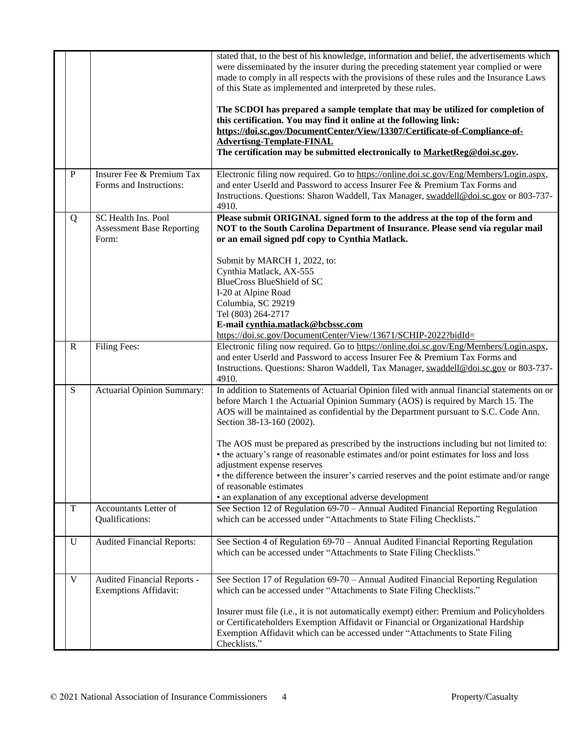| | | | |
|---|---|---|---|
| | | | stated that, to the best of his knowledge, information and belief, the advertisements which were disseminated by the insurer during the preceding statement year complied or were made to comply in all respects with the provisions of these rules and the Insurance Laws of this State as implemented and interpreted by these rules.<br><br>**The SCDOI has prepared a sample template that may be utilized for completion of this certification. You may find it online at the following link: https://doi.sc.gov/DocumentCenter/View/13307/Certificate-of-Compliance-of-Advertisng-Template-FINAL**<br>**The certification may be submitted electronically to MarketReg@doi.sc.gov.** |
| | P | Insurer Fee & Premium Tax Forms and Instructions: | Electronic filing now required. Go to https://online.doi.sc.gov/Eng/Members/Login.aspx, and enter UserId and Password to access Insurer Fee & Premium Tax Forms and Instructions. Questions: Sharon Waddell, Tax Manager, swaddell@doi.sc.gov or 803-737-4910. |
| | Q | SC Health Ins. Pool Assessment Base Reporting Form: | **Please submit ORIGINAL signed form to the address at the top of the form and NOT to the South Carolina Department of Insurance. Please send via regular mail or an email signed pdf copy to Cynthia Matlack.**<br><br>Submit by MARCH 1, 2022, to:<br>Cynthia Matlack, AX-555<br>BlueCross BlueShield of SC<br>I-20 at Alpine Road<br>Columbia, SC 29219<br>Tel (803) 264-2717<br>**E-mail cynthia.matlack@bcbssc.com**<br>https://doi.sc.gov/DocumentCenter/View/13671/SCHIP-2022?bidId= |
| | R | Filing Fees: | Electronic filing now required. Go to https://online.doi.sc.gov/Eng/Members/Login.aspx, and enter UserId and Password to access Insurer Fee & Premium Tax Forms and Instructions. Questions: Sharon Waddell, Tax Manager, swaddell@doi.sc.gov or 803-737-4910. |
| | S | Actuarial Opinion Summary: | In addition to Statements of Actuarial Opinion filed with annual financial statements on or before March 1 the Actuarial Opinion Summary (AOS) is required by March 15. The AOS will be maintained as confidential by the Department pursuant to S.C. Code Ann. Section 38-13-160 (2002).<br><br>The AOS must be prepared as prescribed by the instructions including but not limited to:<br>• the actuary's range of reasonable estimates and/or point estimates for loss and loss adjustment expense reserves<br>• the difference between the insurer's carried reserves and the point estimate and/or range of reasonable estimates<br>• an explanation of any exceptional adverse development |
| | T | Accountants Letter of Qualifications: | See Section 12 of Regulation 69-70 – Annual Audited Financial Reporting Regulation which can be accessed under "Attachments to State Filing Checklists." |
| | U | Audited Financial Reports: | See Section 4 of Regulation 69-70 – Annual Audited Financial Reporting Regulation which can be accessed under "Attachments to State Filing Checklists." |
| | V | Audited Financial Reports - Exemptions Affidavit: | See Section 17 of Regulation 69-70 – Annual Audited Financial Reporting Regulation which can be accessed under "Attachments to State Filing Checklists."<br><br>Insurer must file (i.e., it is not automatically exempt) either: Premium and Policyholders or Certificateholders Exemption Affidavit or Financial or Organizational Hardship Exemption Affidavit which can be accessed under "Attachments to State Filing Checklists." |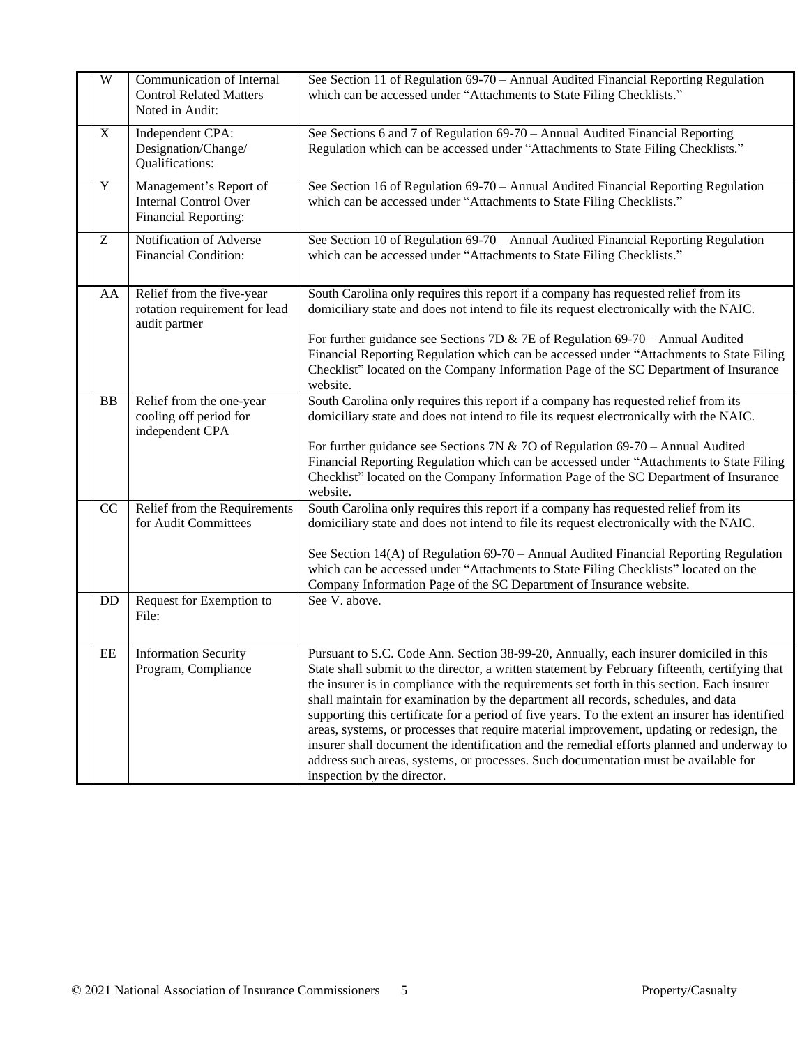| | | | |
|---|---|---|---|
| | W | Communication of Internal Control Related Matters Noted in Audit: | See Section 11 of Regulation 69-70 – Annual Audited Financial Reporting Regulation which can be accessed under "Attachments to State Filing Checklists." |
| | X | Independent CPA: Designation/Change/ Qualifications: | See Sections 6 and 7 of Regulation 69-70 – Annual Audited Financial Reporting Regulation which can be accessed under "Attachments to State Filing Checklists." |
| | Y | Management's Report of Internal Control Over Financial Reporting: | See Section 16 of Regulation 69-70 – Annual Audited Financial Reporting Regulation which can be accessed under "Attachments to State Filing Checklists." |
| | Z | Notification of Adverse Financial Condition: | See Section 10 of Regulation 69-70 – Annual Audited Financial Reporting Regulation which can be accessed under "Attachments to State Filing Checklists." |
| | AA | Relief from the five-year rotation requirement for lead audit partner | South Carolina only requires this report if a company has requested relief from its domiciliary state and does not intend to file its request electronically with the NAIC.<br><br>For further guidance see Sections 7D & 7E of Regulation 69-70 – Annual Audited Financial Reporting Regulation which can be accessed under "Attachments to State Filing Checklist" located on the Company Information Page of the SC Department of Insurance website. |
| | BB | Relief from the one-year cooling off period for independent CPA | South Carolina only requires this report if a company has requested relief from its domiciliary state and does not intend to file its request electronically with the NAIC.<br><br>For further guidance see Sections 7N & 7O of Regulation 69-70 – Annual Audited Financial Reporting Regulation which can be accessed under "Attachments to State Filing Checklist" located on the Company Information Page of the SC Department of Insurance website. |
| | CC | Relief from the Requirements for Audit Committees | South Carolina only requires this report if a company has requested relief from its domiciliary state and does not intend to file its request electronically with the NAIC.<br><br>See Section 14(A) of Regulation 69-70 – Annual Audited Financial Reporting Regulation which can be accessed under "Attachments to State Filing Checklists" located on the Company Information Page of the SC Department of Insurance website. |
| | DD | Request for Exemption to File: | See V. above. |
| | EE | Information Security Program, Compliance | Pursuant to S.C. Code Ann. Section 38-99-20, Annually, each insurer domiciled in this State shall submit to the director, a written statement by February fifteenth, certifying that the insurer is in compliance with the requirements set forth in this section. Each insurer shall maintain for examination by the department all records, schedules, and data supporting this certificate for a period of five years. To the extent an insurer has identified areas, systems, or processes that require material improvement, updating or redesign, the insurer shall document the identification and the remedial efforts planned and underway to address such areas, systems, or processes. Such documentation must be available for inspection by the director. |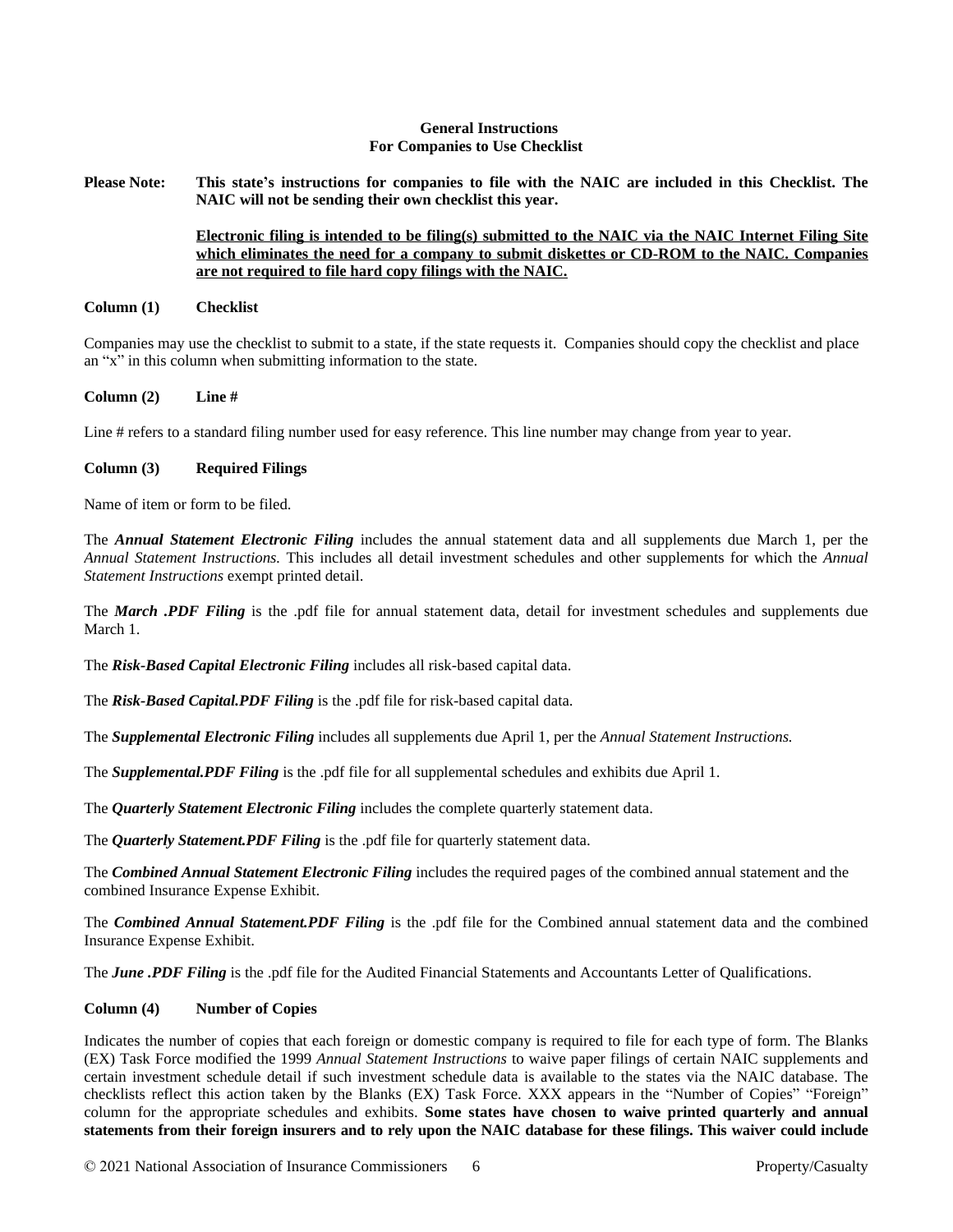## General Instructions
## For Companies to Use Checklist

**Please Note: This state's instructions for companies to file with the NAIC are included in this Checklist. The NAIC will not be sending their own checklist this year.**

<u>**Electronic filing is intended to be filing(s) submitted to the NAIC via the NAIC Internet Filing Site which eliminates the need for a company to submit diskettes or CD-ROM to the NAIC. Companies are not required to file hard copy filings with the NAIC.**</u>

**Column (1) Checklist**

Companies may use the checklist to submit to a state, if the state requests it. Companies should copy the checklist and place an "x" in this column when submitting information to the state.

**Column (2) Line #**

Line # refers to a standard filing number used for easy reference. This line number may change from year to year.

**Column (3) Required Filings**

Name of item or form to be filed.

The ***Annual Statement Electronic Filing*** includes the annual statement data and all supplements due March 1, per the *Annual Statement Instructions.* This includes all detail investment schedules and other supplements for which the *Annual Statement Instructions* exempt printed detail.

The ***March .PDF Filing*** is the .pdf file for annual statement data, detail for investment schedules and supplements due March 1.

The ***Risk-Based Capital Electronic Filing*** includes all risk-based capital data.

The ***Risk-Based Capital.PDF Filing*** is the .pdf file for risk-based capital data.

The ***Supplemental Electronic Filing*** includes all supplements due April 1, per the *Annual Statement Instructions.*

The ***Supplemental.PDF Filing*** is the .pdf file for all supplemental schedules and exhibits due April 1.

The ***Quarterly Statement Electronic Filing*** includes the complete quarterly statement data.

The ***Quarterly Statement.PDF Filing*** is the .pdf file for quarterly statement data.

The ***Combined Annual Statement Electronic Filing*** includes the required pages of the combined annual statement and the combined Insurance Expense Exhibit.

The ***Combined Annual Statement.PDF Filing*** is the .pdf file for the Combined annual statement data and the combined Insurance Expense Exhibit.

The ***June .PDF Filing*** is the .pdf file for the Audited Financial Statements and Accountants Letter of Qualifications.

**Column (4) Number of Copies**

Indicates the number of copies that each foreign or domestic company is required to file for each type of form. The Blanks (EX) Task Force modified the 1999 *Annual Statement Instructions* to waive paper filings of certain NAIC supplements and certain investment schedule detail if such investment schedule data is available to the states via the NAIC database. The checklists reflect this action taken by the Blanks (EX) Task Force. XXX appears in the "Number of Copies" "Foreign" column for the appropriate schedules and exhibits. **Some states have chosen to waive printed quarterly and annual statements from their foreign insurers and to rely upon the NAIC database for these filings. This waiver could include**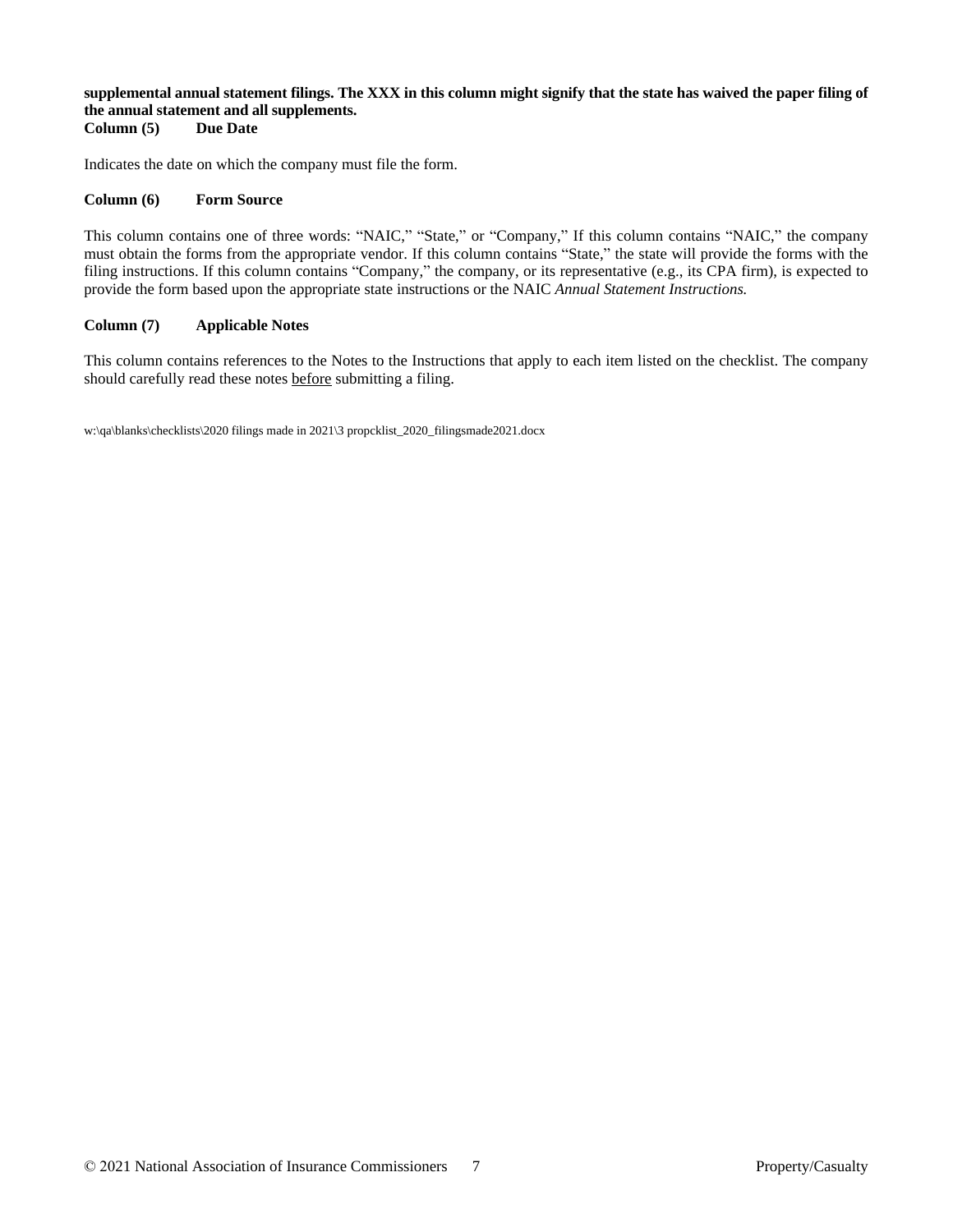**supplemental annual statement filings. The XXX in this column might signify that the state has waived the paper filing of the annual statement and all supplements.**

**Column (5) Due Date**

Indicates the date on which the company must file the form.

**Column (6) Form Source**

This column contains one of three words: "NAIC," "State," or "Company," If this column contains "NAIC," the company must obtain the forms from the appropriate vendor. If this column contains "State," the state will provide the forms with the filing instructions. If this column contains "Company," the company, or its representative (e.g., its CPA firm), is expected to provide the form based upon the appropriate state instructions or the NAIC *Annual Statement Instructions.*

**Column (7) Applicable Notes**

This column contains references to the Notes to the Instructions that apply to each item listed on the checklist. The company should carefully read these notes before submitting a filing.

w:\qa\blanks\checklists\2020 filings made in 2021\3 propcklist_2020_filingsmade2021.docx